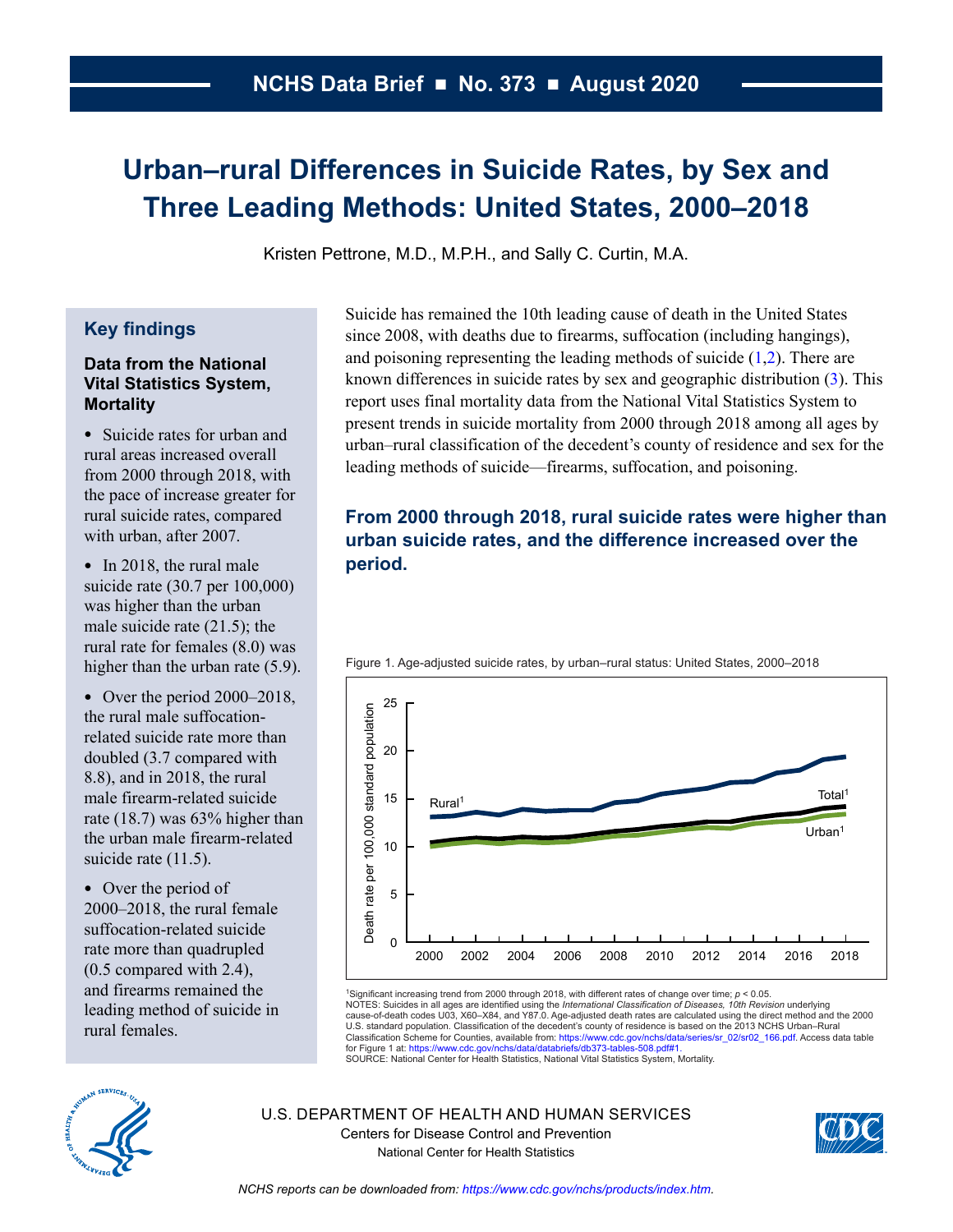NCHS Data Brief ■ No. 373 ■ August 2020

# Urban–rural Differences in Suicide Rates, by Sex and Three Leading Methods: United States, 2000–2018

Kristen Pettrone, M.D., M.P.H., and Sally C. Curtin, M.A.

## Key findings

### Data from the National Vital Statistics System, Mortality

- Suicide rates for urban and rural areas increased overall from 2000 through 2018, with the pace of increase greater for rural suicide rates, compared with urban, after 2007.
- In 2018, the rural male suicide rate (30.7 per 100,000) was higher than the urban male suicide rate (21.5); the rural rate for females (8.0) was higher than the urban rate (5.9).
- Over the period 2000–2018, the rural male suffocation-related suicide rate more than doubled (3.7 compared with 8.8), and in 2018, the rural male firearm-related suicide rate (18.7) was 63% higher than the urban male firearm-related suicide rate (11.5).
- Over the period of 2000–2018, the rural female suffocation-related suicide rate more than quadrupled (0.5 compared with 2.4), and firearms remained the leading method of suicide in rural females.

Suicide has remained the 10th leading cause of death in the United States since 2008, with deaths due to firearms, suffocation (including hangings), and poisoning representing the leading methods of suicide (1,2). There are known differences in suicide rates by sex and geographic distribution (3). This report uses final mortality data from the National Vital Statistics System to present trends in suicide mortality from 2000 through 2018 among all ages by urban–rural classification of the decedent's county of residence and sex for the leading methods of suicide—firearms, suffocation, and poisoning.

## From 2000 through 2018, rural suicide rates were higher than urban suicide rates, and the difference increased over the period.

Figure 1. Age-adjusted suicide rates, by urban–rural status: United States, 2000–2018

[1]Significant increasing trend from 2000 through 2018, with different rates of change over time; $p < 0.05$.
NOTES: Suicides in all ages are identified using the *International Classification of Diseases, 10th Revision* underlying cause-of-death codes U03, X60–X84, and Y87.0. Age-adjusted death rates are calculated using the direct method and the 2000 U.S. standard population. Classification of the decedent's county of residence is based on the 2013 NCHS Urban–Rural Classification Scheme for Counties, available from: https://www.cdc.gov/nchs/data/series/sr_02/sr02_166.pdf. Access data table for Figure 1 at: https://www.cdc.gov/nchs/data/databriefs/db373-tables-508.pdf#1.
SOURCE: National Center for Health Statistics, National Vital Statistics System, Mortality.

U.S. DEPARTMENT OF HEALTH AND HUMAN SERVICES
Centers for Disease Control and Prevention
National Center for Health Statistics

*NCHS reports can be downloaded from: https://www.cdc.gov/nchs/products/index.htm.*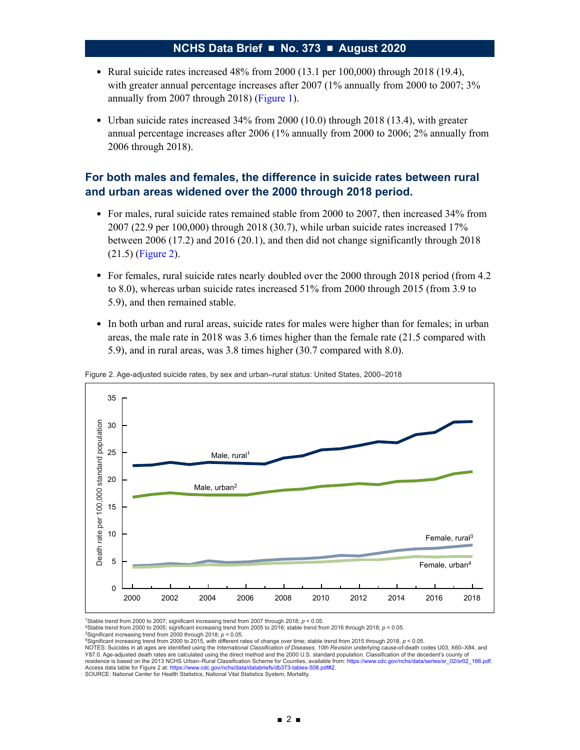- Rural suicide rates increased 48% from 2000 (13.1 per 100,000) through 2018 (19.4), with greater annual percentage increases after 2007 (1% annually from 2000 to 2007; 3% annually from 2007 through 2018) (Figure 1).
- Urban suicide rates increased 34% from 2000 (10.0) through 2018 (13.4), with greater annual percentage increases after 2006 (1% annually from 2000 to 2006; 2% annually from 2006 through 2018).

## For both males and females, the difference in suicide rates between rural and urban areas widened over the 2000 through 2018 period.

- For males, rural suicide rates remained stable from 2000 to 2007, then increased 34% from 2007 (22.9 per 100,000) through 2018 (30.7), while urban suicide rates increased 17% between 2006 (17.2) and 2016 (20.1), and then did not change significantly through 2018 (21.5) (Figure 2).
- For females, rural suicide rates nearly doubled over the 2000 through 2018 period (from 4.2 to 8.0), whereas urban suicide rates increased 51% from 2000 through 2015 (from 3.9 to 5.9), and then remained stable.
- In both urban and rural areas, suicide rates for males were higher than for females; in urban areas, the male rate in 2018 was 3.6 times higher than the female rate (21.5 compared with 5.9), and in rural areas, was 3.8 times higher (30.7 compared with 8.0).

Figure 2. Age-adjusted suicide rates, by sex and urban–rural status: United States, 2000–2018

[1]Stable trend from 2000 to 2007; significant increasing trend from 2007 through 2018; $p < 0.05$.
[2]Stable trend from 2000 to 2005; significant increasing trend from 2005 to 2016; stable trend from 2016 through 2018; $p < 0.05$.
[3]Significant increasing trend from 2000 through 2018; $p < 0.05$.
[4]Significant increasing trend from 2000 to 2015, with different rates of change over time; stable trend from 2015 through 2018, $p < 0.05$.
NOTES: Suicides in all ages are identified using the *International Classification of Diseases, 10th Revision* underlying cause-of-death codes U03, X60–X84, and Y87.0. Age-adjusted death rates are calculated using the direct method and the 2000 U.S. standard population. Classification of the decedent's county of residence is based on the 2013 NCHS Urban–Rural Classification Scheme for Counties, available from: https://www.cdc.gov/nchs/data/series/sr_02/sr02_166.pdf. Access data table for Figure 2 at: https://www.cdc.gov/nchs/data/databriefs/db373-tables-508.pdf#2.
SOURCE: National Center for Health Statistics, National Vital Statistics System, Mortality.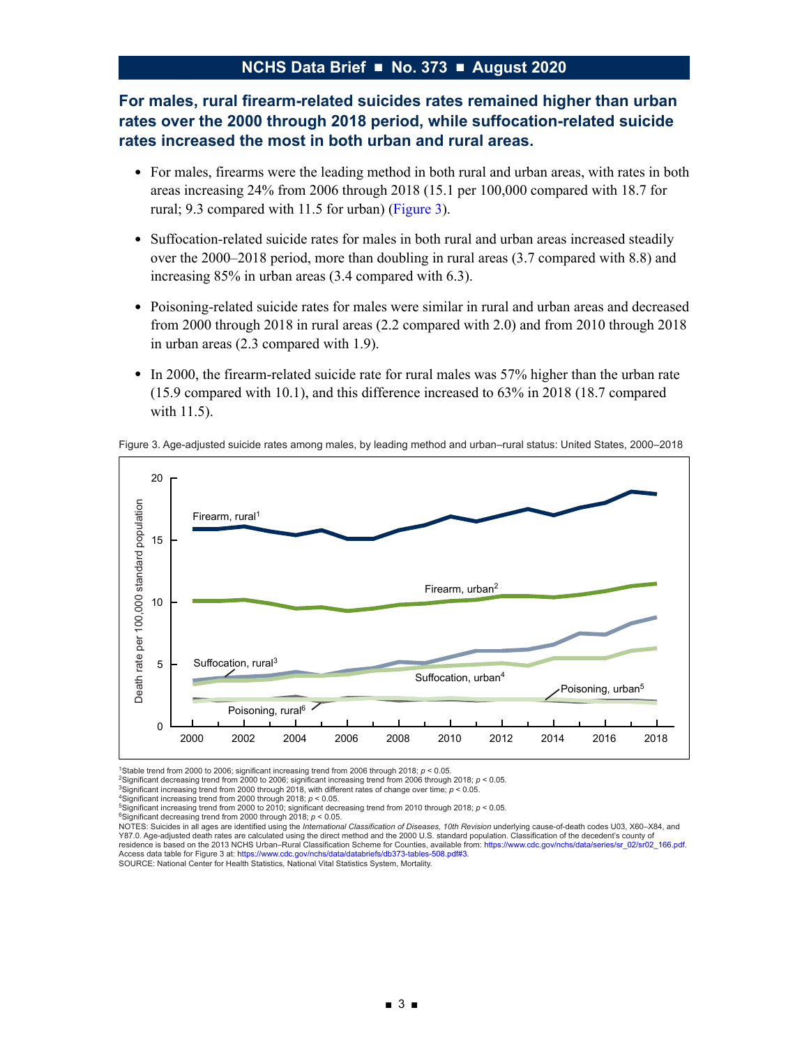## For males, rural firearm-related suicides rates remained higher than urban rates over the 2000 through 2018 period, while suffocation-related suicide rates increased the most in both urban and rural areas.

- For males, firearms were the leading method in both rural and urban areas, with rates in both areas increasing 24% from 2006 through 2018 (15.1 per 100,000 compared with 18.7 for rural; 9.3 compared with 11.5 for urban) (Figure 3).
- Suffocation-related suicide rates for males in both rural and urban areas increased steadily over the 2000–2018 period, more than doubling in rural areas (3.7 compared with 8.8) and increasing 85% in urban areas (3.4 compared with 6.3).
- Poisoning-related suicide rates for males were similar in rural and urban areas and decreased from 2000 through 2018 in rural areas (2.2 compared with 2.0) and from 2010 through 2018 in urban areas (2.3 compared with 1.9).
- In 2000, the firearm-related suicide rate for rural males was 57% higher than the urban rate (15.9 compared with 10.1), and this difference increased to 63% in 2018 (18.7 compared with 11.5).

Figure 3. Age-adjusted suicide rates among males, by leading method and urban–rural status: United States, 2000–2018

[1]Stable trend from 2000 to 2006; significant increasing trend from 2006 through 2018; $p < 0.05$.
[2]Significant decreasing trend from 2000 to 2006; significant increasing trend from 2006 through 2018; $p < 0.05$.
[3]Significant increasing trend from 2000 through 2018, with different rates of change over time; $p < 0.05$.
[4]Significant increasing trend from 2000 through 2018; $p < 0.05$.
[5]Significant increasing trend from 2000 to 2010; significant decreasing trend from 2010 through 2018; $p < 0.05$.
[6]Significant decreasing trend from 2000 through 2018; $p < 0.05$.
NOTES: Suicides in all ages are identified using the *International Classification of Diseases, 10th Revision* underlying cause-of-death codes U03, X60–X84, and Y87.0. Age-adjusted death rates are calculated using the direct method and the 2000 U.S. standard population. Classification of the decedent's county of residence is based on the 2013 NCHS Urban–Rural Classification Scheme for Counties, available from: https://www.cdc.gov/nchs/data/series/sr_02/sr02_166.pdf. Access data table for Figure 3 at: https://www.cdc.gov/nchs/data/databriefs/db373-tables-508.pdf#3.
SOURCE: National Center for Health Statistics, National Vital Statistics System, Mortality.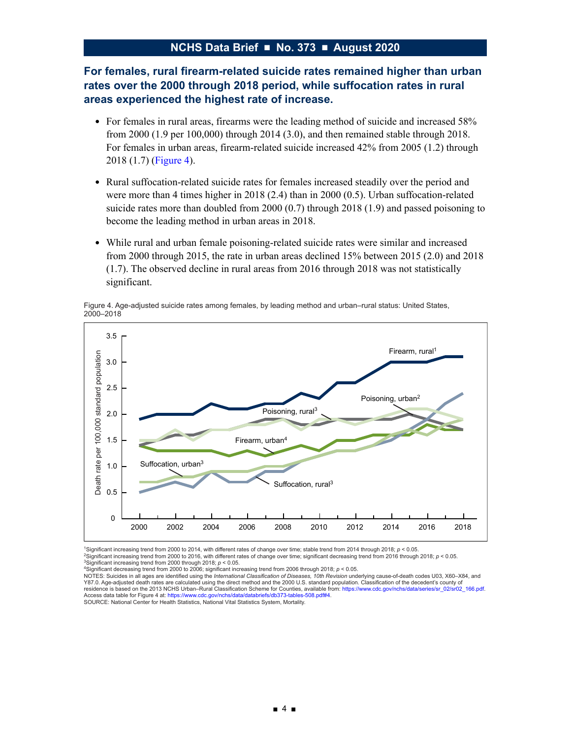## For females, rural firearm-related suicide rates remained higher than urban rates over the 2000 through 2018 period, while suffocation rates in rural areas experienced the highest rate of increase.

- For females in rural areas, firearms were the leading method of suicide and increased 58% from 2000 (1.9 per 100,000) through 2014 (3.0), and then remained stable through 2018. For females in urban areas, firearm-related suicide increased 42% from 2005 (1.2) through 2018 (1.7) (Figure 4).
- Rural suffocation-related suicide rates for females increased steadily over the period and were more than 4 times higher in 2018 (2.4) than in 2000 (0.5). Urban suffocation-related suicide rates more than doubled from 2000 (0.7) through 2018 (1.9) and passed poisoning to become the leading method in urban areas in 2018.
- While rural and urban female poisoning-related suicide rates were similar and increased from 2000 through 2015, the rate in urban areas declined 15% between 2015 (2.0) and 2018 (1.7). The observed decline in rural areas from 2016 through 2018 was not statistically significant.

Figure 4. Age-adjusted suicide rates among females, by leading method and urban–rural status: United States, 2000–2018

[1]Significant increasing trend from 2000 to 2014, with different rates of change over time; stable trend from 2014 through 2018; $p < 0.05$.
[2]Significant increasing trend from 2000 to 2016, with different rates of change over time; significant decreasing trend from 2016 through 2018; $p < 0.05$.
[3]Significant increasing trend from 2000 through 2018; $p < 0.05$.
[4]Significant decreasing trend from 2000 to 2006; significant increasing trend from 2006 through 2018; $p < 0.05$.
NOTES: Suicides in all ages are identified using the *International Classification of Diseases, 10th Revision* underlying cause-of-death codes U03, X60–X84, and Y87.0. Age-adjusted death rates are calculated using the direct method and the 2000 U.S. standard population. Classification of the decedent's county of residence is based on the 2013 NCHS Urban–Rural Classification Scheme for Counties, available from: https://www.cdc.gov/nchs/data/series/sr_02/sr02_166.pdf. Access data table for Figure 4 at: https://www.cdc.gov/nchs/data/databriefs/db373-tables-508.pdf#4.
SOURCE: National Center for Health Statistics, National Vital Statistics System, Mortality.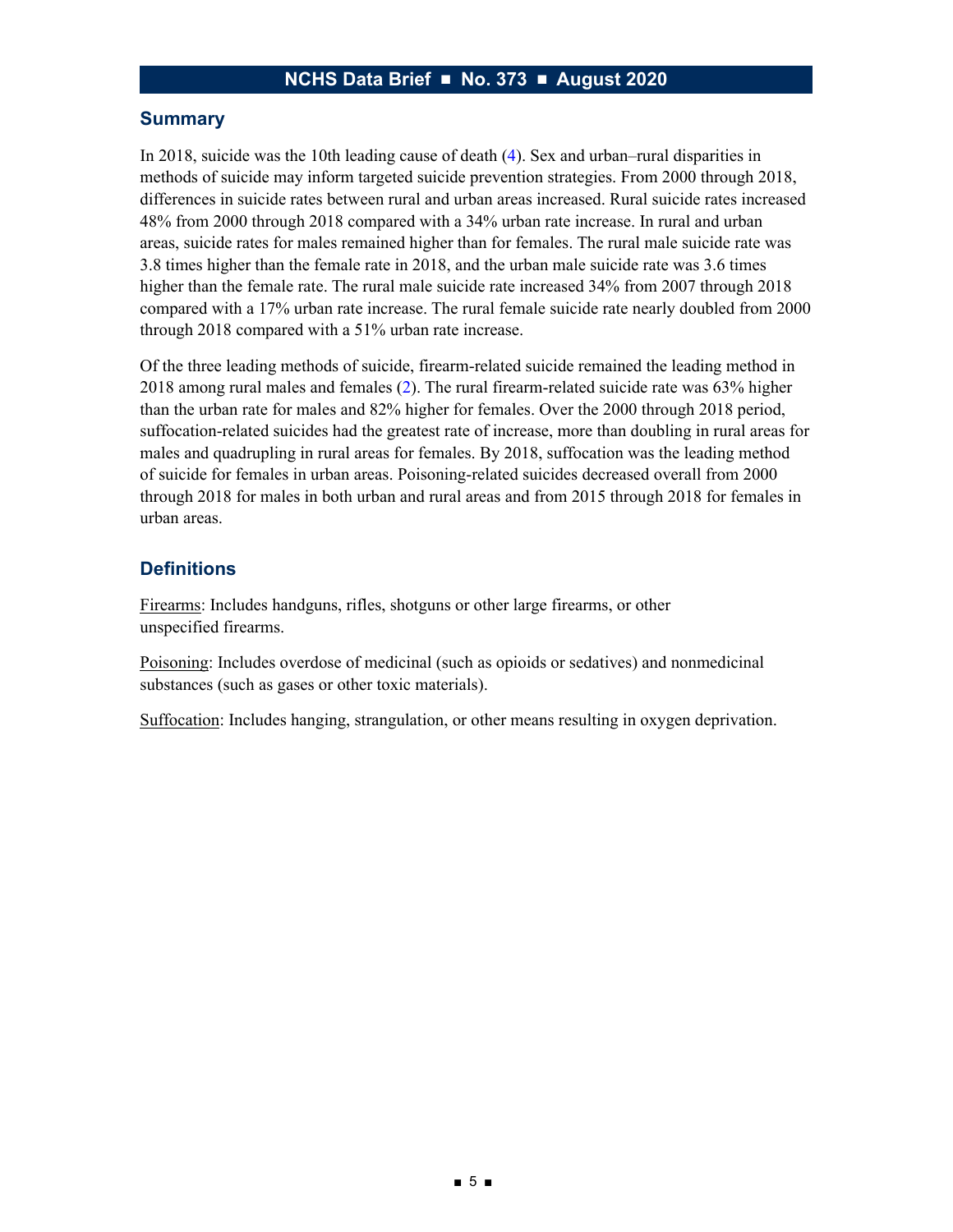## Summary

In 2018, suicide was the 10th leading cause of death (4). Sex and urban–rural disparities in methods of suicide may inform targeted suicide prevention strategies. From 2000 through 2018, differences in suicide rates between rural and urban areas increased. Rural suicide rates increased 48% from 2000 through 2018 compared with a 34% urban rate increase. In rural and urban areas, suicide rates for males remained higher than for females. The rural male suicide rate was 3.8 times higher than the female rate in 2018, and the urban male suicide rate was 3.6 times higher than the female rate. The rural male suicide rate increased 34% from 2007 through 2018 compared with a 17% urban rate increase. The rural female suicide rate nearly doubled from 2000 through 2018 compared with a 51% urban rate increase.

Of the three leading methods of suicide, firearm-related suicide remained the leading method in 2018 among rural males and females (2). The rural firearm-related suicide rate was 63% higher than the urban rate for males and 82% higher for females. Over the 2000 through 2018 period, suffocation-related suicides had the greatest rate of increase, more than doubling in rural areas for males and quadrupling in rural areas for females. By 2018, suffocation was the leading method of suicide for females in urban areas. Poisoning-related suicides decreased overall from 2000 through 2018 for males in both urban and rural areas and from 2015 through 2018 for females in urban areas.

## Definitions

Firearms: Includes handguns, rifles, shotguns or other large firearms, or other unspecified firearms.

Poisoning: Includes overdose of medicinal (such as opioids or sedatives) and nonmedicinal substances (such as gases or other toxic materials).

Suffocation: Includes hanging, strangulation, or other means resulting in oxygen deprivation.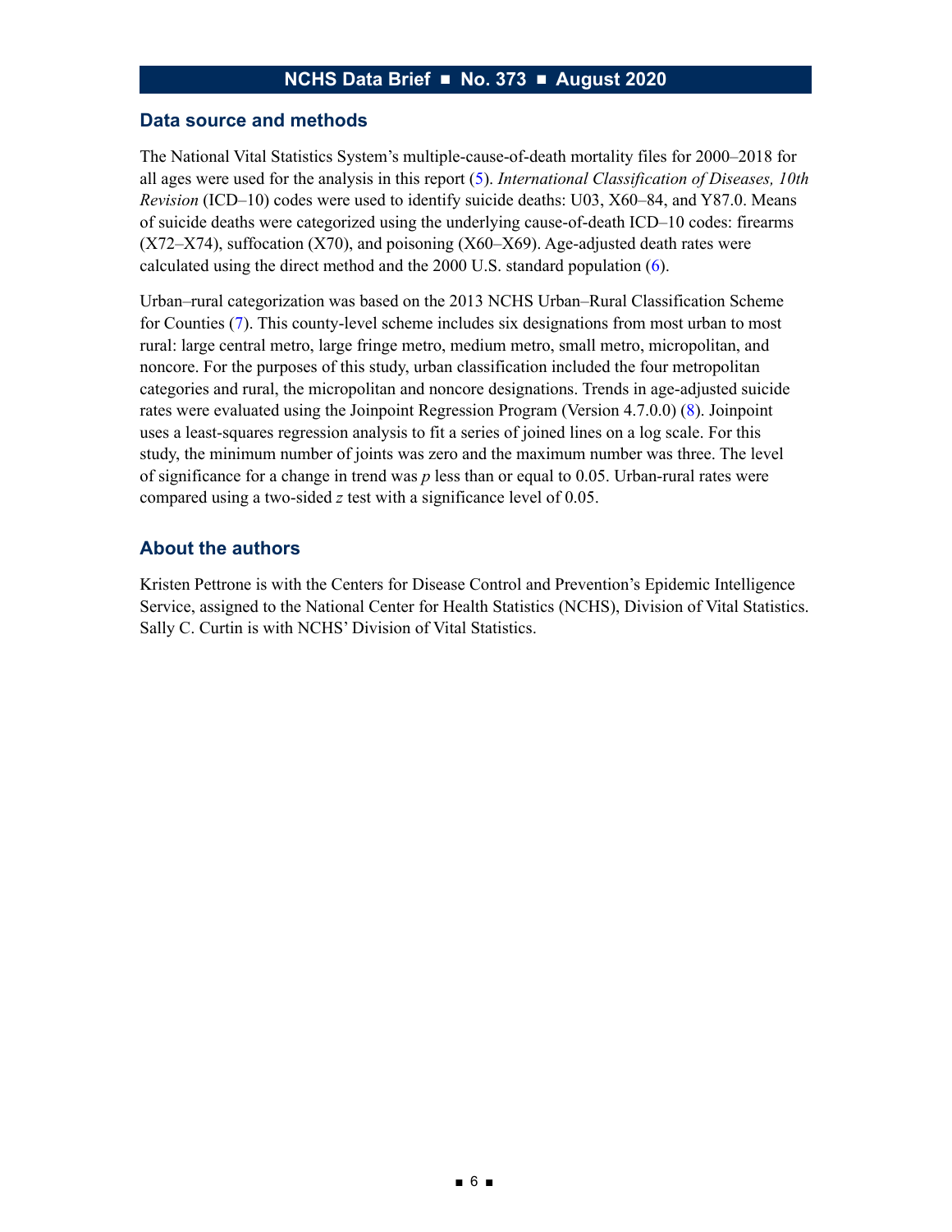## Data source and methods

The National Vital Statistics System's multiple-cause-of-death mortality files for 2000–2018 for all ages were used for the analysis in this report (5). *International Classification of Diseases, 10th Revision* (ICD–10) codes were used to identify suicide deaths: U03, X60–84, and Y87.0. Means of suicide deaths were categorized using the underlying cause-of-death ICD–10 codes: firearms (X72–X74), suffocation (X70), and poisoning (X60–X69). Age-adjusted death rates were calculated using the direct method and the 2000 U.S. standard population (6).

Urban–rural categorization was based on the 2013 NCHS Urban–Rural Classification Scheme for Counties (7). This county-level scheme includes six designations from most urban to most rural: large central metro, large fringe metro, medium metro, small metro, micropolitan, and noncore. For the purposes of this study, urban classification included the four metropolitan categories and rural, the micropolitan and noncore designations. Trends in age-adjusted suicide rates were evaluated using the Joinpoint Regression Program (Version 4.7.0.0) (8). Joinpoint uses a least-squares regression analysis to fit a series of joined lines on a log scale. For this study, the minimum number of joints was zero and the maximum number was three. The level of significance for a change in trend was $p$ less than or equal to 0.05. Urban-rural rates were compared using a two-sided $z$ test with a significance level of 0.05.

## About the authors

Kristen Pettrone is with the Centers for Disease Control and Prevention's Epidemic Intelligence Service, assigned to the National Center for Health Statistics (NCHS), Division of Vital Statistics. Sally C. Curtin is with NCHS' Division of Vital Statistics.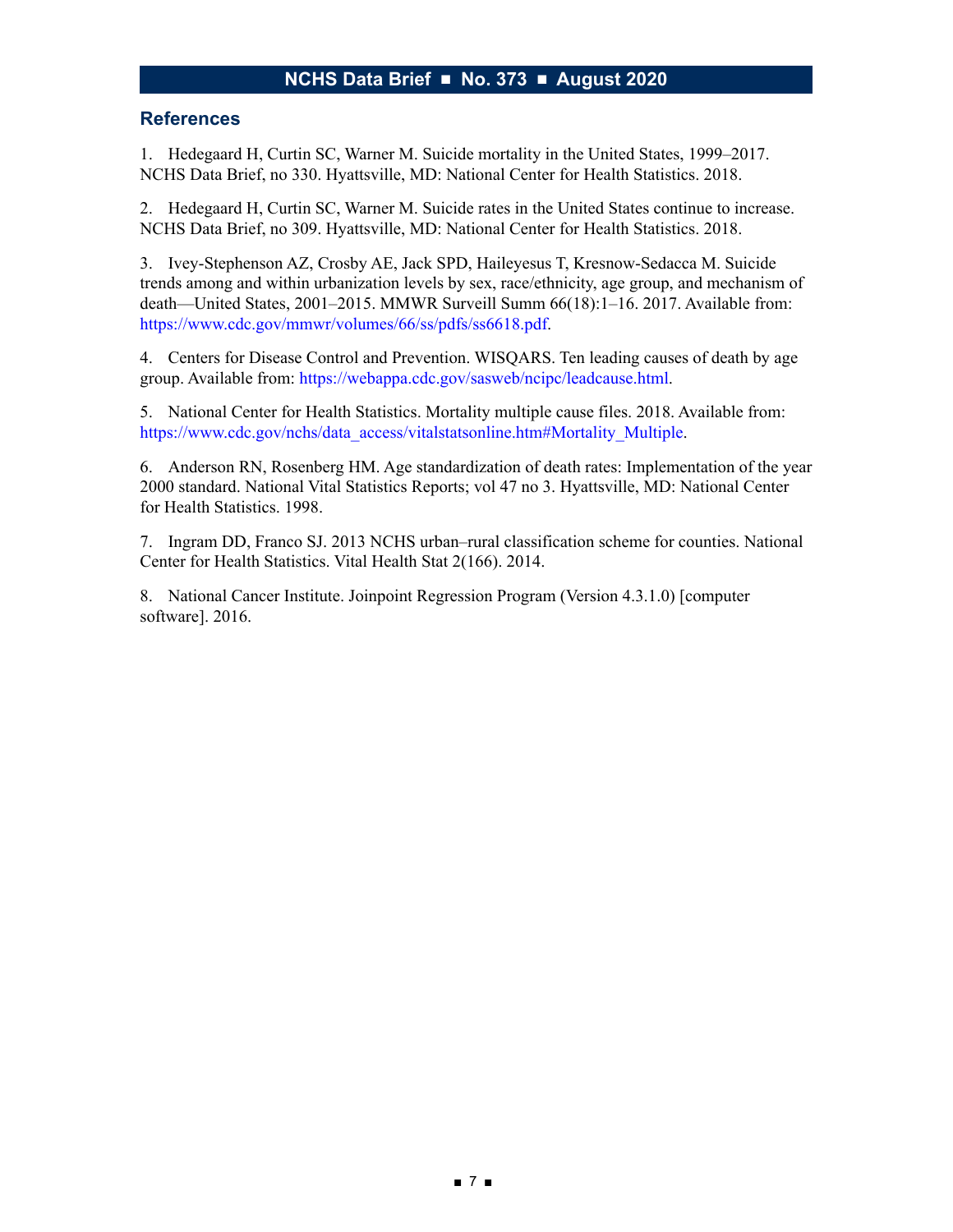## References

1. Hedegaard H, Curtin SC, Warner M. Suicide mortality in the United States, 1999–2017. NCHS Data Brief, no 330. Hyattsville, MD: National Center for Health Statistics. 2018.

2. Hedegaard H, Curtin SC, Warner M. Suicide rates in the United States continue to increase. NCHS Data Brief, no 309. Hyattsville, MD: National Center for Health Statistics. 2018.

3. Ivey-Stephenson AZ, Crosby AE, Jack SPD, Haileyesus T, Kresnow-Sedacca M. Suicide trends among and within urbanization levels by sex, race/ethnicity, age group, and mechanism of death—United States, 2001–2015. MMWR Surveill Summ 66(18):1–16. 2017. Available from: https://www.cdc.gov/mmwr/volumes/66/ss/pdfs/ss6618.pdf.

4. Centers for Disease Control and Prevention. WISQARS. Ten leading causes of death by age group. Available from: https://webappa.cdc.gov/sasweb/ncipc/leadcause.html.

5. National Center for Health Statistics. Mortality multiple cause files. 2018. Available from: https://www.cdc.gov/nchs/data_access/vitalstatsonline.htm#Mortality_Multiple.

6. Anderson RN, Rosenberg HM. Age standardization of death rates: Implementation of the year 2000 standard. National Vital Statistics Reports; vol 47 no 3. Hyattsville, MD: National Center for Health Statistics. 1998.

7. Ingram DD, Franco SJ. 2013 NCHS urban–rural classification scheme for counties. National Center for Health Statistics. Vital Health Stat 2(166). 2014.

8. National Cancer Institute. Joinpoint Regression Program (Version 4.3.1.0) [computer software]. 2016.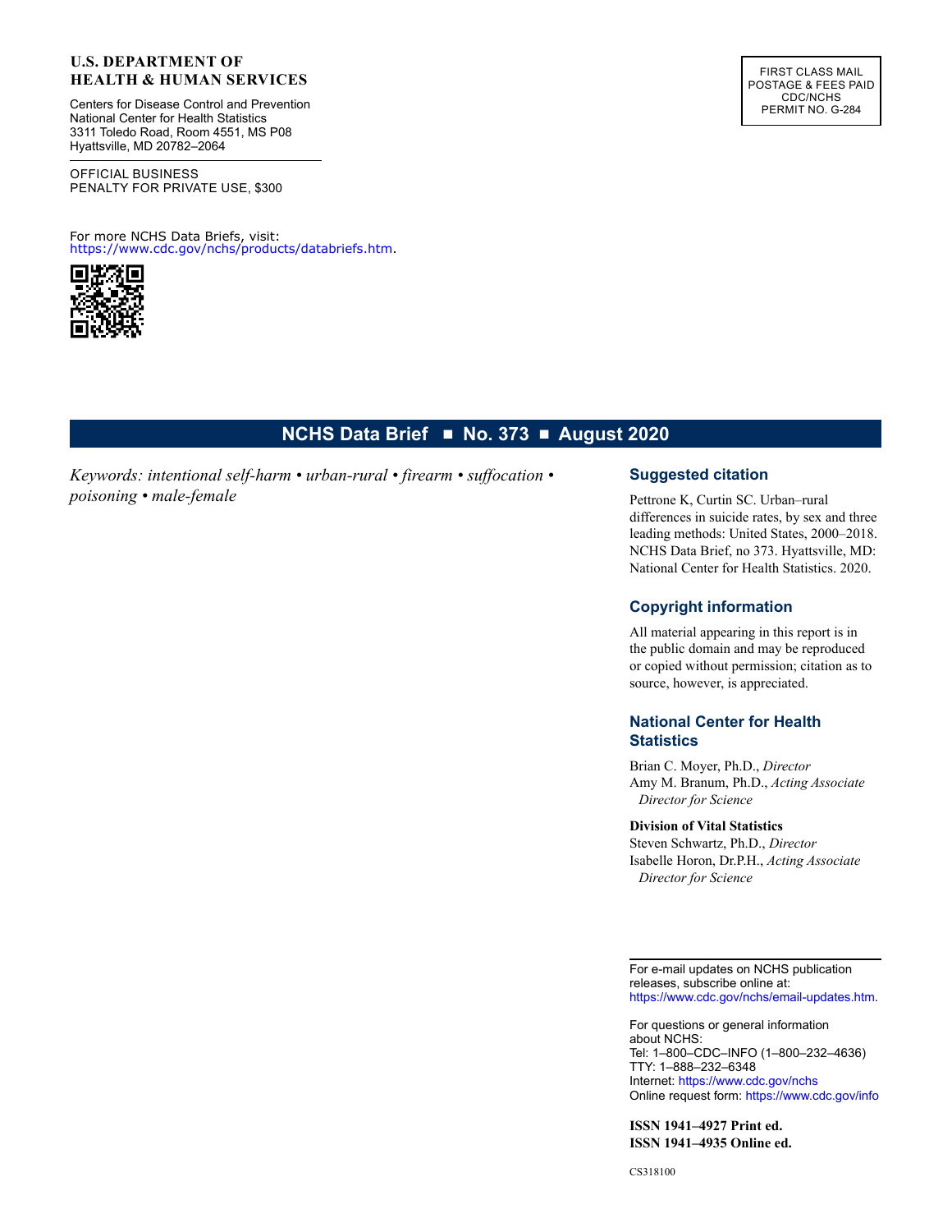**U.S. DEPARTMENT OF HEALTH & HUMAN SERVICES**

Centers for Disease Control and Prevention
National Center for Health Statistics
3311 Toledo Road, Room 4551, MS P08
Hyattsville, MD 20782–2064

OFFICIAL BUSINESS
PENALTY FOR PRIVATE USE, $300

FIRST CLASS MAIL
POSTAGE & FEES PAID
CDC/NCHS
PERMIT NO. G-284

For more NCHS Data Briefs, visit:
https://www.cdc.gov/nchs/products/databriefs.htm.

## NCHS Data Brief ■ No. 373 ■ August 2020

*Keywords: intentional self-harm • urban-rural • firearm • suffocation • poisoning • male-female*

### Suggested citation

Pettrone K, Curtin SC. Urban–rural differences in suicide rates, by sex and three leading methods: United States, 2000–2018. NCHS Data Brief, no 373. Hyattsville, MD: National Center for Health Statistics. 2020.

### Copyright information

All material appearing in this report is in the public domain and may be reproduced or copied without permission; citation as to source, however, is appreciated.

### National Center for Health Statistics

Brian C. Moyer, Ph.D., *Director*
Amy M. Branum, Ph.D., *Acting Associate Director for Science*

**Division of Vital Statistics**

Steven Schwartz, Ph.D., *Director*
Isabelle Horon, Dr.P.H., *Acting Associate Director for Science*

For e-mail updates on NCHS publication releases, subscribe online at: https://www.cdc.gov/nchs/email-updates.htm.

For questions or general information about NCHS:
Tel: 1–800–CDC–INFO (1–800–232–4636)
TTY: 1–888–232–6348
Internet: https://www.cdc.gov/nchs
Online request form: https://www.cdc.gov/info

**ISSN 1941–4927 Print ed.**
**ISSN 1941–4935 Online ed.**

CS318100